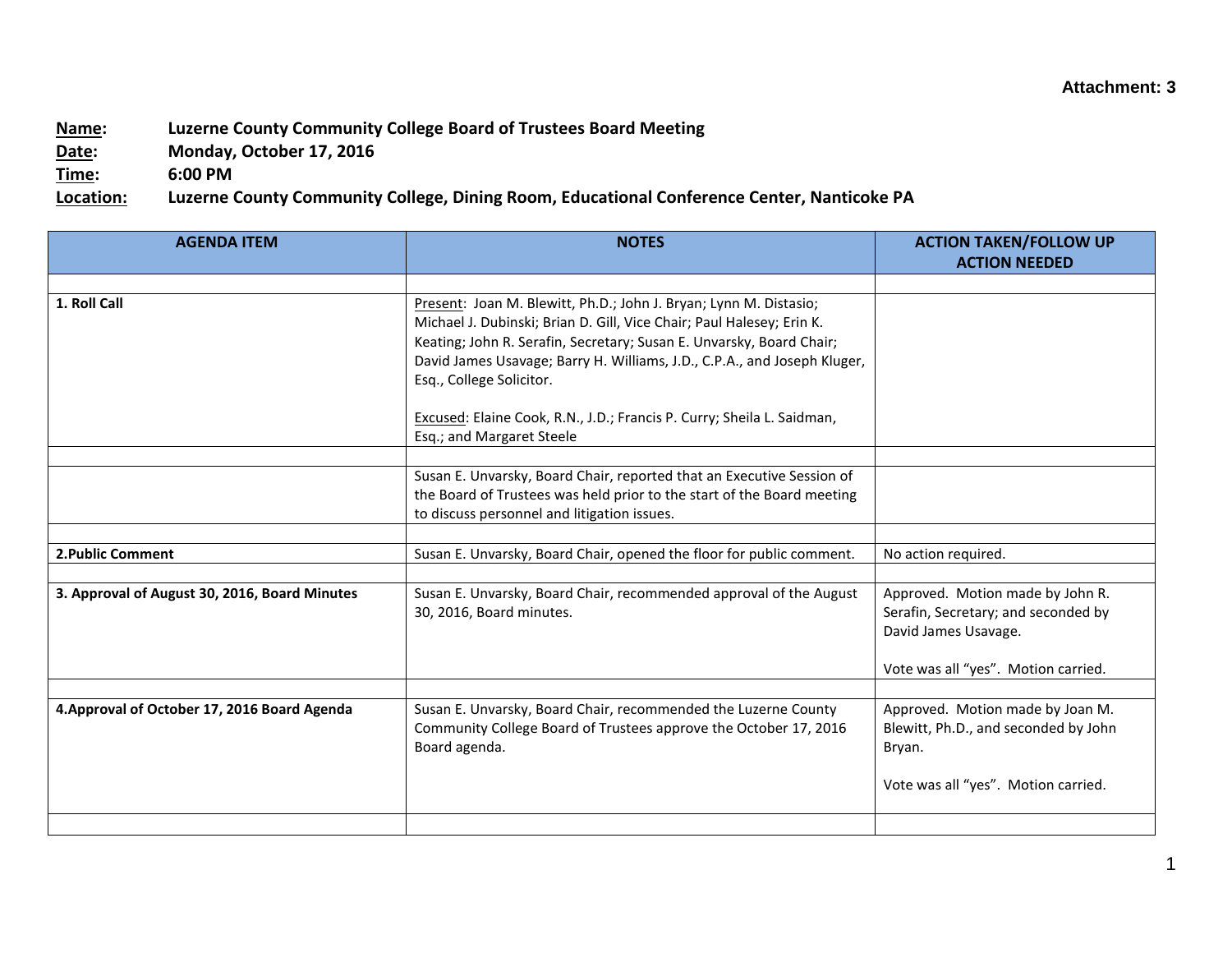**Attachment: 3**

**Name:** **Luzerne County Community College Board of Trustees Board Meeting**
**Date:** **Monday, October 17, 2016**
**Time:** **6:00 PM**
**Location:** **Luzerne County Community College, Dining Room, Educational Conference Center, Nanticoke PA**

| AGENDA ITEM | NOTES | ACTION TAKEN/FOLLOW UP ACTION NEEDED |
|---|---|---|
| | | |
| **1. Roll Call** | Present: Joan M. Blewitt, Ph.D.; John J. Bryan; Lynn M. Distasio; Michael J. Dubinski; Brian D. Gill, Vice Chair; Paul Halesey; Erin K. Keating; John R. Serafin, Secretary; Susan E. Unvarsky, Board Chair; David James Usavage; Barry H. Williams, J.D., C.P.A., and Joseph Kluger, Esq., College Solicitor.<br><br>Excused: Elaine Cook, R.N., J.D.; Francis P. Curry; Sheila L. Saidman, Esq.; and Margaret Steele | |
| | | |
| | Susan E. Unvarsky, Board Chair, reported that an Executive Session of the Board of Trustees was held prior to the start of the Board meeting to discuss personnel and litigation issues. | |
| | | |
| **2.Public Comment** | Susan E. Unvarsky, Board Chair, opened the floor for public comment. | No action required. |
| | | |
| **3. Approval of August 30, 2016, Board Minutes** | Susan E. Unvarsky, Board Chair, recommended approval of the August 30, 2016, Board minutes. | Approved. Motion made by John R. Serafin, Secretary; and seconded by David James Usavage.<br><br>Vote was all "yes". Motion carried. |
| | | |
| **4.Approval of October 17, 2016 Board Agenda** | Susan E. Unvarsky, Board Chair, recommended the Luzerne County Community College Board of Trustees approve the October 17, 2016 Board agenda. | Approved. Motion made by Joan M. Blewitt, Ph.D., and seconded by John Bryan.<br><br>Vote was all "yes". Motion carried. |
| | | |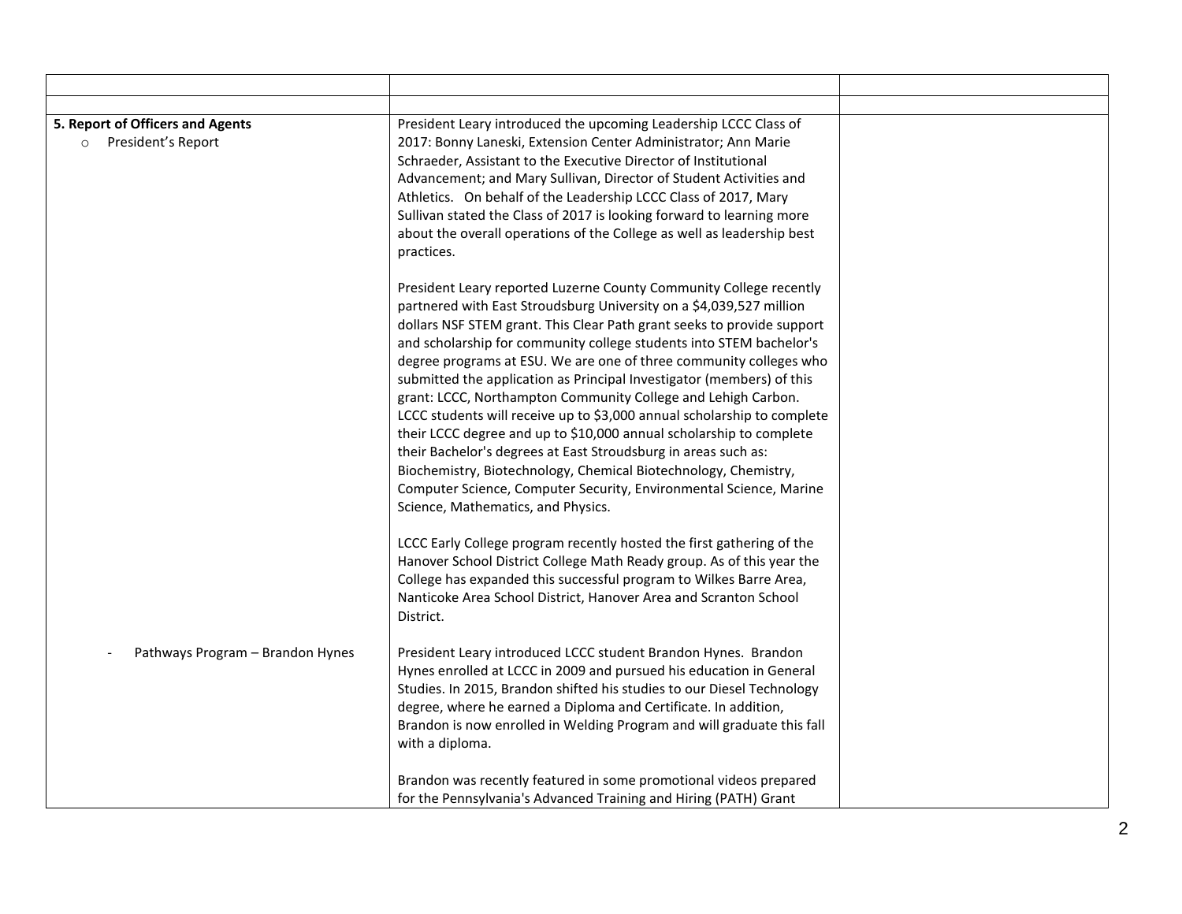| | | |
|---|---|---|
| | | |
| **5. Report of Officers and Agents**<br>○ President's Report | President Leary introduced the upcoming Leadership LCCC Class of 2017: Bonny Laneski, Extension Center Administrator; Ann Marie Schraeder, Assistant to the Executive Director of Institutional Advancement; and Mary Sullivan, Director of Student Activities and Athletics. On behalf of the Leadership LCCC Class of 2017, Mary Sullivan stated the Class of 2017 is looking forward to learning more about the overall operations of the College as well as leadership best practices.<br><br>President Leary reported Luzerne County Community College recently partnered with East Stroudsburg University on a $4,039,527 million dollars NSF STEM grant. This Clear Path grant seeks to provide support and scholarship for community college students into STEM bachelor's degree programs at ESU. We are one of three community colleges who submitted the application as Principal Investigator (members) of this grant: LCCC, Northampton Community College and Lehigh Carbon. LCCC students will receive up to $3,000 annual scholarship to complete their LCCC degree and up to $10,000 annual scholarship to complete their Bachelor's degrees at East Stroudsburg in areas such as: Biochemistry, Biotechnology, Chemical Biotechnology, Chemistry, Computer Science, Computer Security, Environmental Science, Marine Science, Mathematics, and Physics.<br><br>LCCC Early College program recently hosted the first gathering of the Hanover School District College Math Ready group. As of this year the College has expanded this successful program to Wilkes Barre Area, Nanticoke Area School District, Hanover Area and Scranton School District. | |
| - Pathways Program – Brandon Hynes | President Leary introduced LCCC student Brandon Hynes. Brandon Hynes enrolled at LCCC in 2009 and pursued his education in General Studies. In 2015, Brandon shifted his studies to our Diesel Technology degree, where he earned a Diploma and Certificate. In addition, Brandon is now enrolled in Welding Program and will graduate this fall with a diploma.<br><br>Brandon was recently featured in some promotional videos prepared for the Pennsylvania's Advanced Training and Hiring (PATH) Grant | |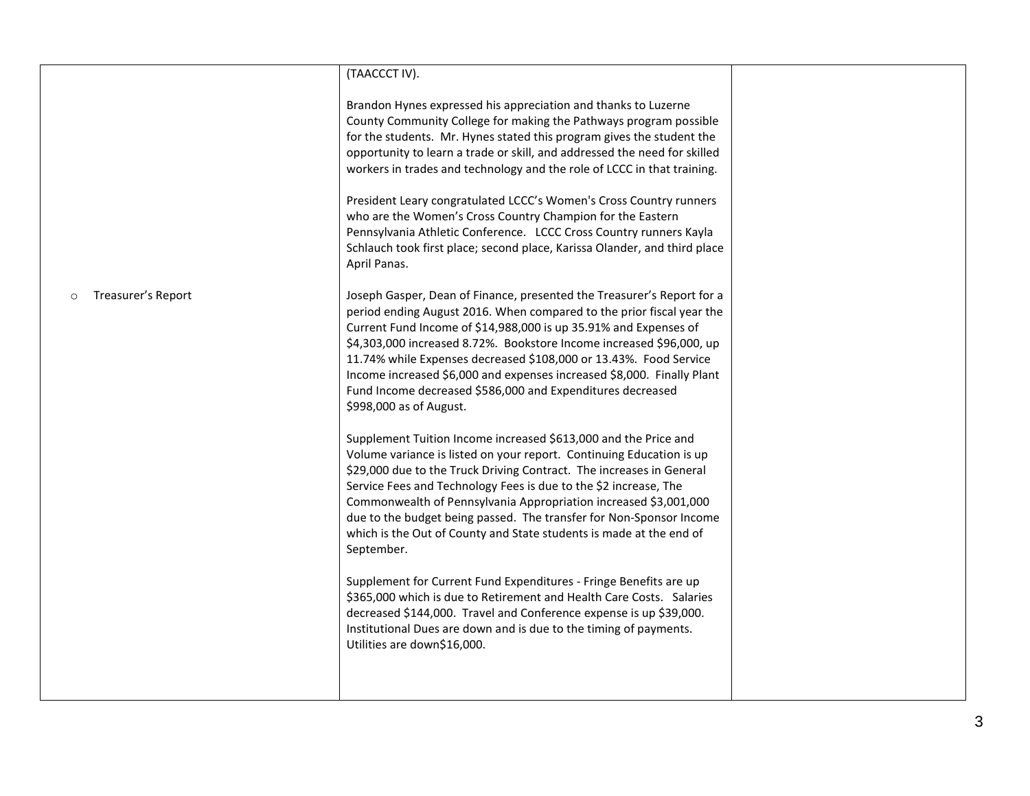| | | |
|---|---|---|
| | (TAACCCT IV).<br><br>Brandon Hynes expressed his appreciation and thanks to Luzerne County Community College for making the Pathways program possible for the students. Mr. Hynes stated this program gives the student the opportunity to learn a trade or skill, and addressed the need for skilled workers in trades and technology and the role of LCCC in that training.<br><br>President Leary congratulated LCCC's Women's Cross Country runners who are the Women's Cross Country Champion for the Eastern Pennsylvania Athletic Conference. LCCC Cross Country runners Kayla Schlauch took first place; second place, Karissa Olander, and third place April Panas. | |
| ○ Treasurer's Report | Joseph Gasper, Dean of Finance, presented the Treasurer's Report for a period ending August 2016. When compared to the prior fiscal year the Current Fund Income of $14,988,000 is up 35.91% and Expenses of $4,303,000 increased 8.72%. Bookstore Income increased $96,000, up 11.74% while Expenses decreased $108,000 or 13.43%. Food Service Income increased $6,000 and expenses increased $8,000. Finally Plant Fund Income decreased $586,000 and Expenditures decreased $998,000 as of August.<br><br>Supplement Tuition Income increased $613,000 and the Price and Volume variance is listed on your report. Continuing Education is up $29,000 due to the Truck Driving Contract. The increases in General Service Fees and Technology Fees is due to the $2 increase, The Commonwealth of Pennsylvania Appropriation increased $3,001,000 due to the budget being passed. The transfer for Non-Sponsor Income which is the Out of County and State students is made at the end of September.<br><br>Supplement for Current Fund Expenditures - Fringe Benefits are up $365,000 which is due to Retirement and Health Care Costs. Salaries decreased $144,000. Travel and Conference expense is up $39,000. Institutional Dues are down and is due to the timing of payments. Utilities are down$16,000. | |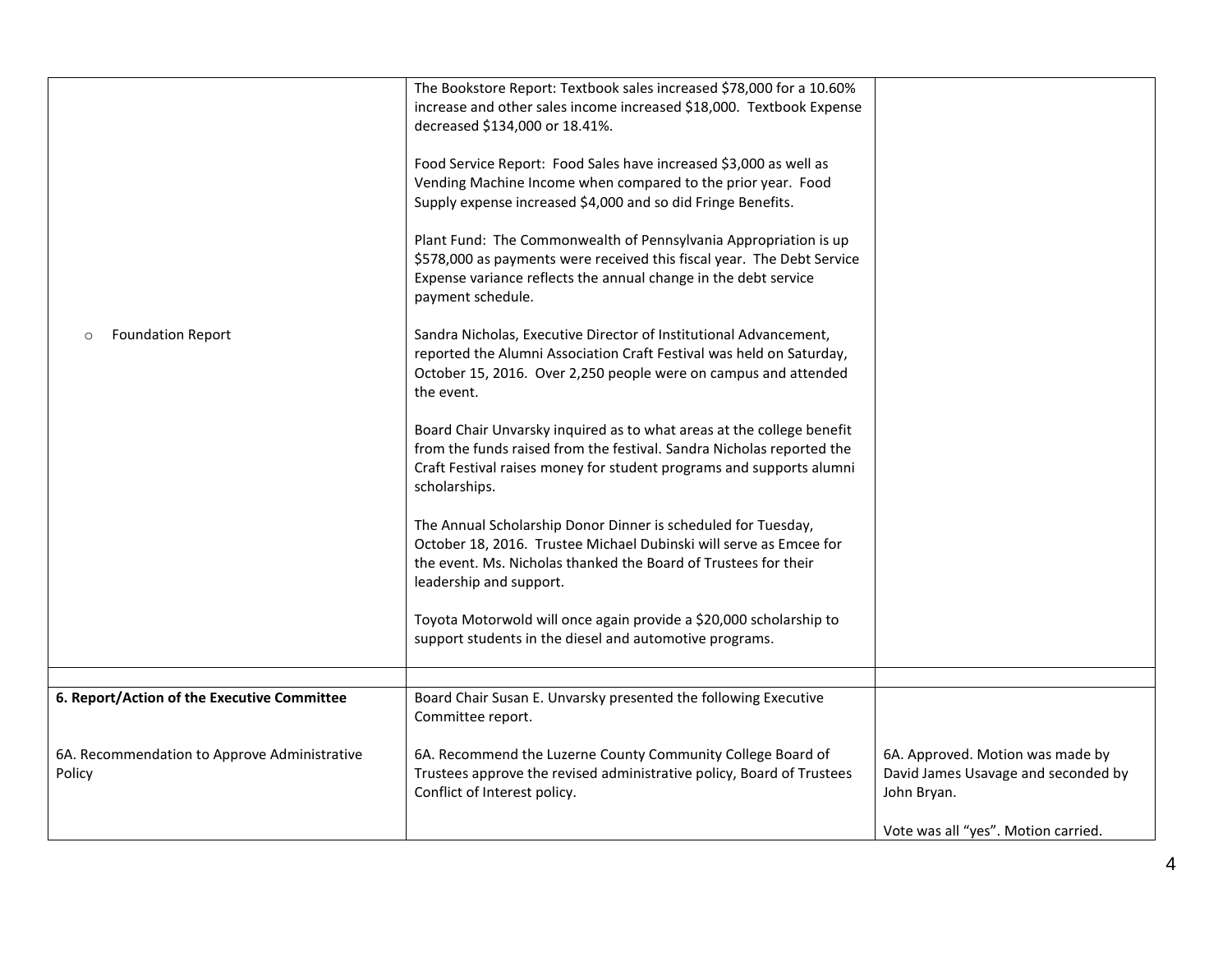| | | |
|---|---|---|
| | The Bookstore Report: Textbook sales increased \$78,000 for a 10.60% increase and other sales income increased \$18,000. Textbook Expense decreased \$134,000 or 18.41%.<br><br>Food Service Report: Food Sales have increased \$3,000 as well as Vending Machine Income when compared to the prior year. Food Supply expense increased \$4,000 and so did Fringe Benefits.<br><br>Plant Fund: The Commonwealth of Pennsylvania Appropriation is up \$578,000 as payments were received this fiscal year. The Debt Service Expense variance reflects the annual change in the debt service payment schedule. | |
| ○ Foundation Report | Sandra Nicholas, Executive Director of Institutional Advancement, reported the Alumni Association Craft Festival was held on Saturday, October 15, 2016. Over 2,250 people were on campus and attended the event.<br><br>Board Chair Unvarsky inquired as to what areas at the college benefit from the funds raised from the festival. Sandra Nicholas reported the Craft Festival raises money for student programs and supports alumni scholarships.<br><br>The Annual Scholarship Donor Dinner is scheduled for Tuesday, October 18, 2016. Trustee Michael Dubinski will serve as Emcee for the event. Ms. Nicholas thanked the Board of Trustees for their leadership and support.<br><br>Toyota Motorwold will once again provide a \$20,000 scholarship to support students in the diesel and automotive programs. | |
| | | |
| **6. Report/Action of the Executive Committee**<br><br>6A. Recommendation to Approve Administrative Policy | Board Chair Susan E. Unvarsky presented the following Executive Committee report.<br><br>6A. Recommend the Luzerne County Community College Board of Trustees approve the revised administrative policy, Board of Trustees Conflict of Interest policy. | 6A. Approved. Motion was made by David James Usavage and seconded by John Bryan.<br><br>Vote was all "yes". Motion carried. |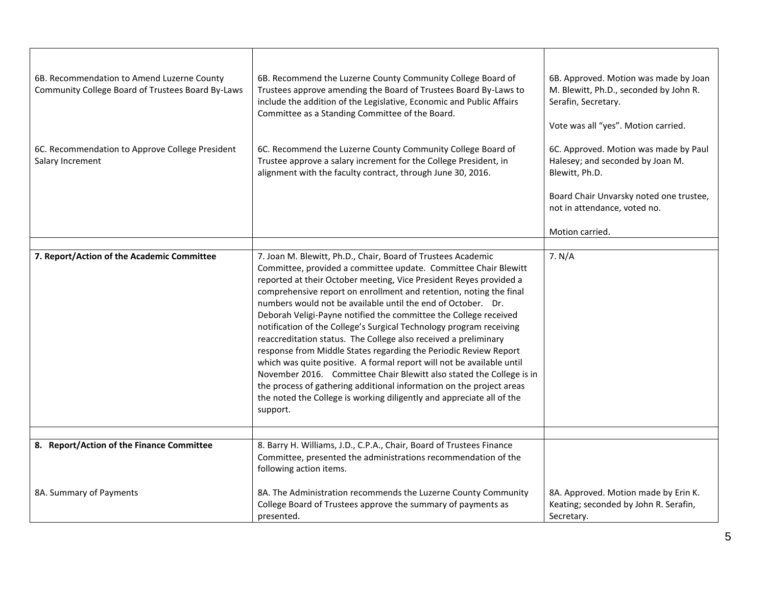| | | |
|---|---|---|
| 6B. Recommendation to Amend Luzerne County Community College Board of Trustees Board By-Laws | 6B. Recommend the Luzerne County Community College Board of Trustees approve amending the Board of Trustees Board By-Laws to include the addition of the Legislative, Economic and Public Affairs Committee as a Standing Committee of the Board. | 6B. Approved. Motion was made by Joan M. Blewitt, Ph.D., seconded by John R. Serafin, Secretary.<br><br>Vote was all "yes". Motion carried. |
| 6C. Recommendation to Approve College President Salary Increment | 6C. Recommend the Luzerne County Community College Board of Trustee approve a salary increment for the College President, in alignment with the faculty contract, through June 30, 2016. | 6C. Approved. Motion was made by Paul Halesey; and seconded by Joan M. Blewitt, Ph.D.<br><br>Board Chair Unvarsky noted one trustee, not in attendance, voted no.<br><br>Motion carried. |
| | | |
| **7. Report/Action of the Academic Committee** | 7. Joan M. Blewitt, Ph.D., Chair, Board of Trustees Academic Committee, provided a committee update. Committee Chair Blewitt reported at their October meeting, Vice President Reyes provided a comprehensive report on enrollment and retention, noting the final numbers would not be available until the end of October. Dr. Deborah Veligi-Payne notified the committee the College received notification of the College's Surgical Technology program receiving reaccreditation status. The College also received a preliminary response from Middle States regarding the Periodic Review Report which was quite positive. A formal report will not be available until November 2016. Committee Chair Blewitt also stated the College is in the process of gathering additional information on the project areas the noted the College is working diligently and appreciate all of the support. | 7. N/A |
| | | |
| **8. Report/Action of the Finance Committee** | 8. Barry H. Williams, J.D., C.P.A., Chair, Board of Trustees Finance Committee, presented the administrations recommendation of the following action items. | |
| 8A. Summary of Payments | 8A. The Administration recommends the Luzerne County Community College Board of Trustees approve the summary of payments as presented. | 8A. Approved. Motion made by Erin K. Keating; seconded by John R. Serafin, Secretary. |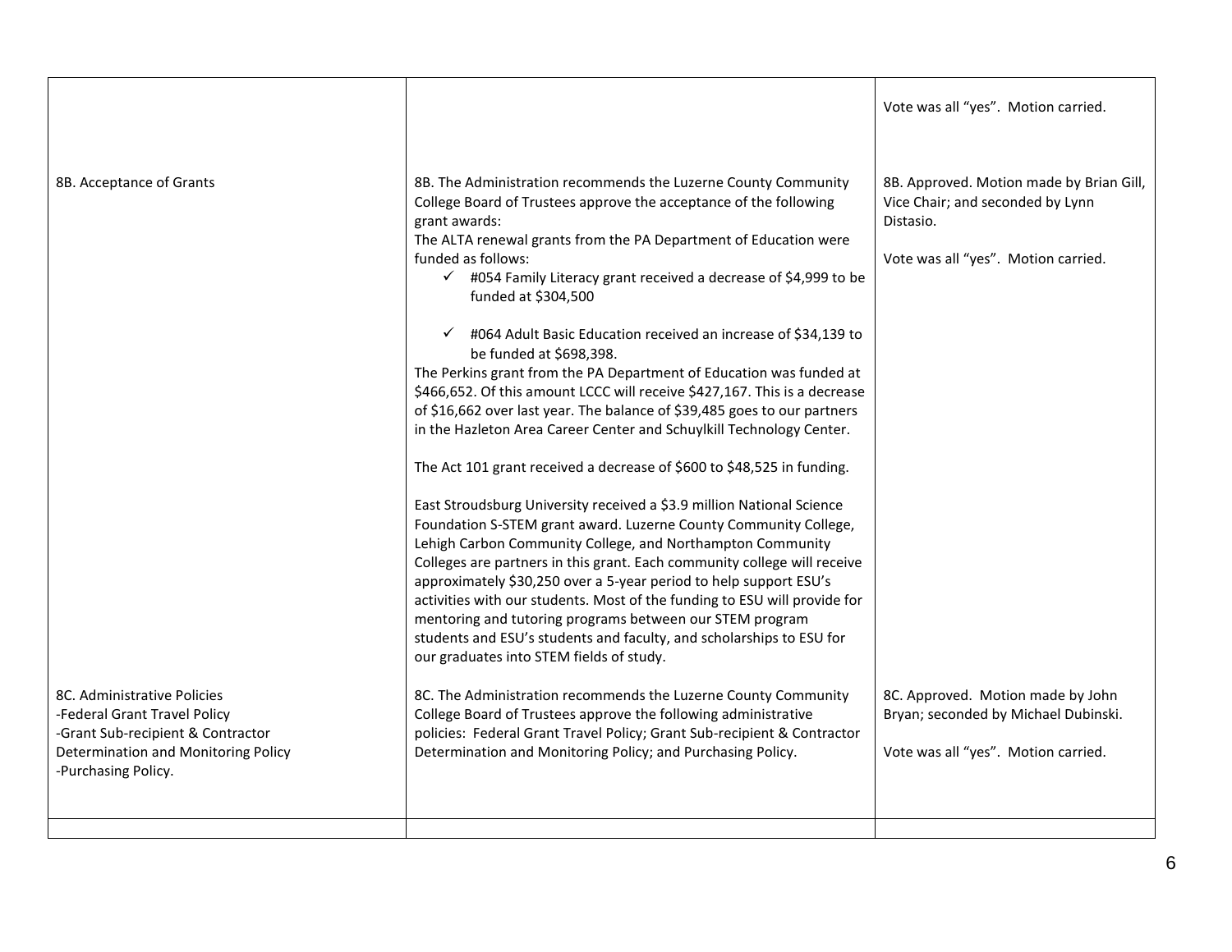| | | |
|---|---|---|
| | | Vote was all "yes". Motion carried. |
| 8B. Acceptance of Grants | 8B. The Administration recommends the Luzerne County Community College Board of Trustees approve the acceptance of the following grant awards:<br>The ALTA renewal grants from the PA Department of Education were funded as follows:<br>✓ #054 Family Literacy grant received a decrease of $4,999 to be funded at $304,500<br>✓ #064 Adult Basic Education received an increase of $34,139 to be funded at $698,398.<br>The Perkins grant from the PA Department of Education was funded at $466,652. Of this amount LCCC will receive $427,167. This is a decrease of $16,662 over last year. The balance of $39,485 goes to our partners in the Hazleton Area Career Center and Schuylkill Technology Center.<br><br>The Act 101 grant received a decrease of $600 to $48,525 in funding.<br><br>East Stroudsburg University received a $3.9 million National Science Foundation S-STEM grant award. Luzerne County Community College, Lehigh Carbon Community College, and Northampton Community Colleges are partners in this grant. Each community college will receive approximately $30,250 over a 5-year period to help support ESU's activities with our students. Most of the funding to ESU will provide for mentoring and tutoring programs between our STEM program students and ESU's students and faculty, and scholarships to ESU for our graduates into STEM fields of study. | 8B. Approved. Motion made by Brian Gill, Vice Chair; and seconded by Lynn Distasio.<br><br>Vote was all "yes". Motion carried. |
| 8C. Administrative Policies<br>-Federal Grant Travel Policy<br>-Grant Sub-recipient & Contractor Determination and Monitoring Policy<br>-Purchasing Policy. | 8C. The Administration recommends the Luzerne County Community College Board of Trustees approve the following administrative policies: Federal Grant Travel Policy; Grant Sub-recipient & Contractor Determination and Monitoring Policy; and Purchasing Policy. | 8C. Approved. Motion made by John Bryan; seconded by Michael Dubinski.<br><br>Vote was all "yes". Motion carried. |
| | | |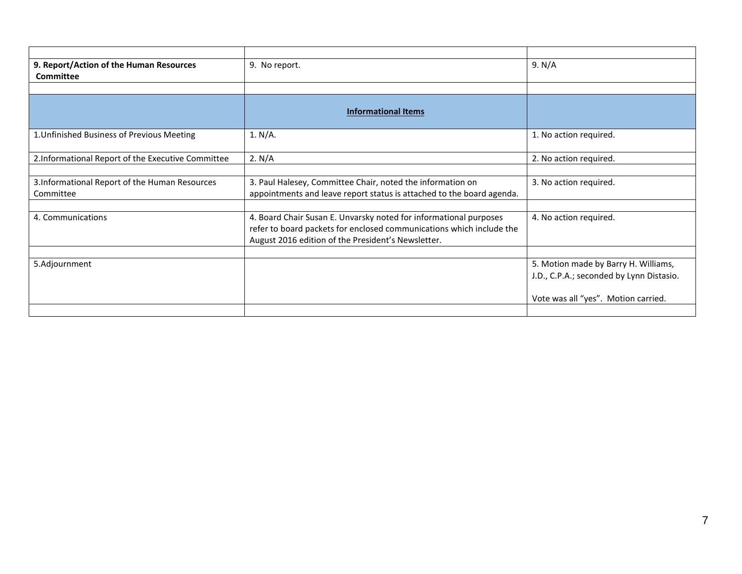| | | |
|---|---|---|
| **9. Report/Action of the Human Resources Committee** | 9. No report. | 9. N/A |
| | | |
| | **Informational Items** | |
| 1.Unfinished Business of Previous Meeting | 1. N/A. | 1. No action required. |
| 2.Informational Report of the Executive Committee | 2. N/A | 2. No action required. |
| | | |
| 3.Informational Report of the Human Resources Committee | 3. Paul Halesey, Committee Chair, noted the information on appointments and leave report status is attached to the board agenda. | 3. No action required. |
| | | |
| 4. Communications | 4. Board Chair Susan E. Unvarsky noted for informational purposes refer to board packets for enclosed communications which include the August 2016 edition of the President's Newsletter. | 4. No action required. |
| | | |
| 5.Adjournment | | 5. Motion made by Barry H. Williams, J.D., C.P.A.; seconded by Lynn Distasio.<br><br>Vote was all "yes". Motion carried. |
| | | |